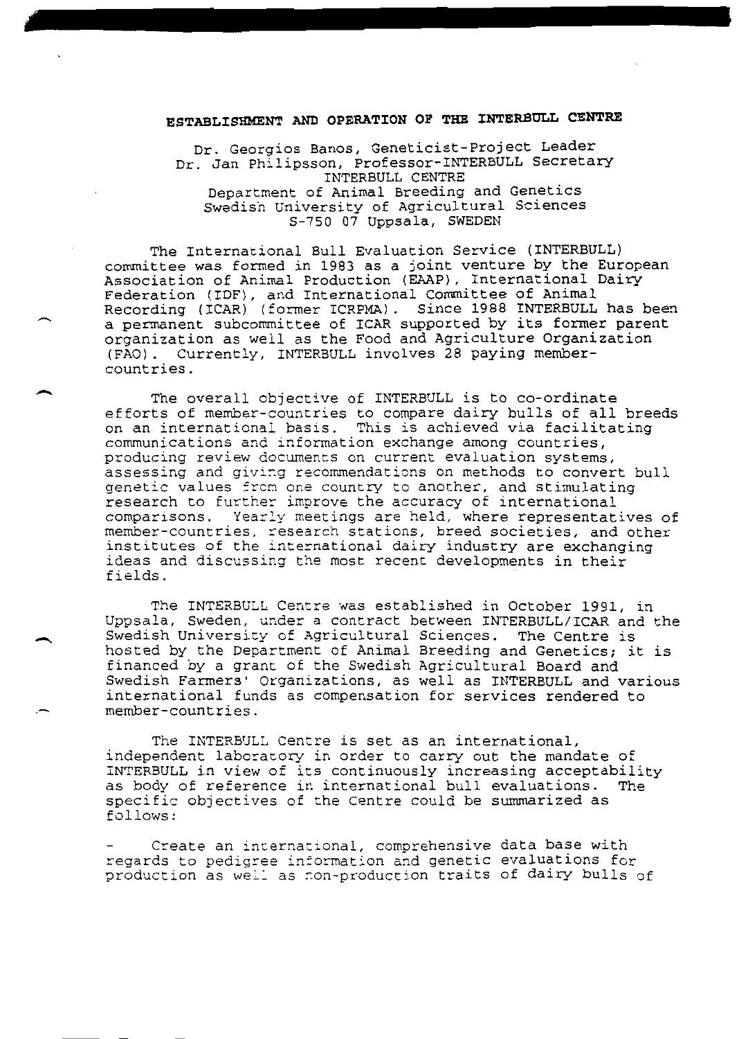# ESTABLISHMENT AND OPERATION OF THE INTERBULL CENTRE

Dr. Georgios Banos, Geneticist-Project Leader
Dr. Jan Philipsson, Professor-INTERBULL Secretary
INTERBULL CENTRE
Department of Animal Breeding and Genetics
Swedish University of Agricultural Sciences
S-750 07 Uppsala, SWEDEN

The International Bull Evaluation Service (INTERBULL) committee was formed in 1983 as a joint venture by the European Association of Animal Production (EAAP), International Dairy Federation (IDF), and International Committee of Animal Recording (ICAR) (former ICRPMA). Since 1988 INTERBULL has been a permanent subcommittee of ICAR supported by its former parent organization as well as the Food and Agriculture Organization (FAO). Currently, INTERBULL involves 28 paying member-countries.

The overall objective of INTERBULL is to co-ordinate efforts of member-countries to compare dairy bulls of all breeds on an international basis. This is achieved via facilitating communications and information exchange among countries, producing review documents on current evaluation systems, assessing and giving recommendations on methods to convert bull genetic values from one country to another, and stimulating research to further improve the accuracy of international comparisons. Yearly meetings are held, where representatives of member-countries, research stations, breed societies, and other institutes of the international dairy industry are exchanging ideas and discussing the most recent developments in their fields.

The INTERBULL Centre was established in October 1991, in Uppsala, Sweden, under a contract between INTERBULL/ICAR and the Swedish University of Agricultural Sciences. The Centre is hosted by the Department of Animal Breeding and Genetics; it is financed by a grant of the Swedish Agricultural Board and Swedish Farmers' Organizations, as well as INTERBULL and various international funds as compensation for services rendered to member-countries.

The INTERBULL Centre is set as an international, independent laboratory in order to carry out the mandate of INTERBULL in view of its continuously increasing acceptability as body of reference in international bull evaluations. The specific objectives of the Centre could be summarized as follows:

- Create an international, comprehensive data base with regards to pedigree information and genetic evaluations for production as well as non-production traits of dairy bulls of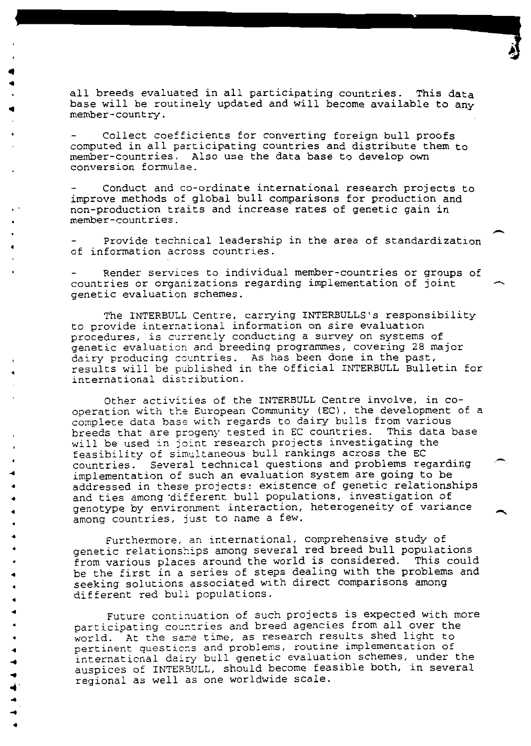all breeds evaluated in all participating countries. This data base will be routinely updated and will become available to any member-country.

- Collect coefficients for converting foreign bull proofs computed in all participating countries and distribute them to member-countries. Also use the data base to develop own conversion formulae.

- Conduct and co-ordinate international research projects to improve methods of global bull comparisons for production and non-production traits and increase rates of genetic gain in member-countries.

- Provide technical leadership in the area of standardization of information across countries.

- Render services to individual member-countries or groups of countries or organizations regarding implementation of joint genetic evaluation schemes.

The INTERBULL Centre, carrying INTERBULLS's responsibility to provide international information on sire evaluation procedures, is currently conducting a survey on systems of genetic evaluation and breeding programmes, covering 28 major dairy producing countries. As has been done in the past, results will be published in the official INTERBULL Bulletin for international distribution.

Other activities of the INTERBULL Centre involve, in co-operation with the European Community (EC), the development of a complete data base with regards to dairy bulls from various breeds that are progeny tested in EC countries. This data base will be used in joint research projects investigating the feasibility of simultaneous bull rankings across the EC countries. Several technical questions and problems regarding implementation of such an evaluation system are going to be addressed in these projects: existence of genetic relationships and ties among different bull populations, investigation of genotype by environment interaction, heterogeneity of variance among countries, just to name a few.

Furthermore, an international, comprehensive study of genetic relationships among several red breed bull populations from various places around the world is considered. This could be the first in a series of steps dealing with the problems and seeking solutions associated with direct comparisons among different red bull populations.

Future continuation of such projects is expected with more participating countries and breed agencies from all over the world. At the same time, as research results shed light to pertinent questions and problems, routine implementation of international dairy bull genetic evaluation schemes, under the auspices of INTERBULL, should become feasible both, in several regional as well as one worldwide scale.